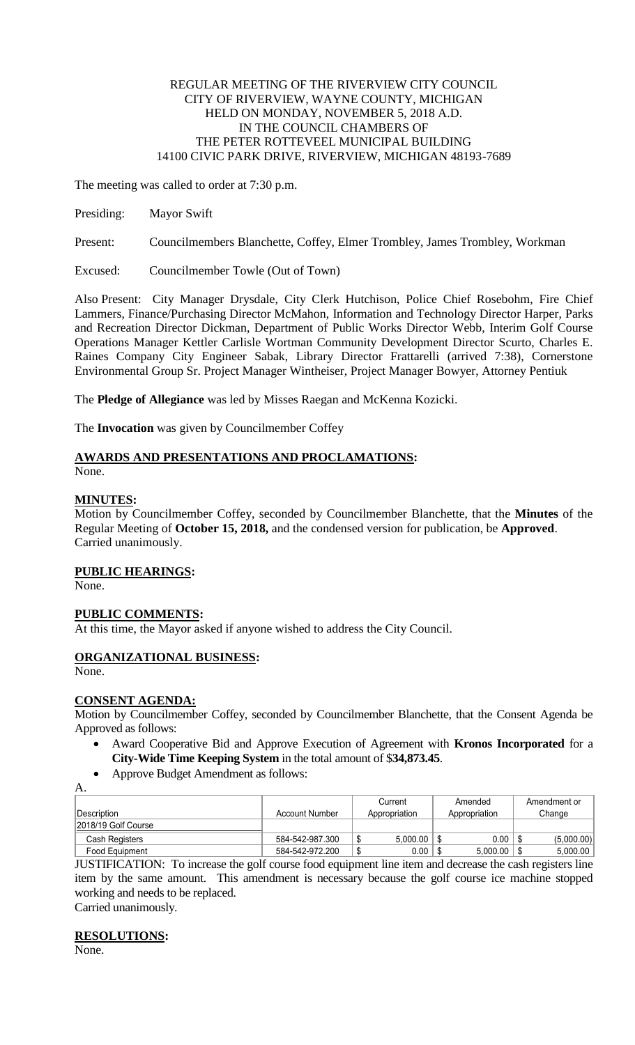REGULAR MEETING OF THE RIVERVIEW CITY COUNCIL
CITY OF RIVERVIEW, WAYNE COUNTY, MICHIGAN
HELD ON MONDAY, NOVEMBER 5, 2018 A.D.
IN THE COUNCIL CHAMBERS OF
THE PETER ROTTEVEEL MUNICIPAL BUILDING
14100 CIVIC PARK DRIVE, RIVERVIEW, MICHIGAN 48193-7689

The meeting was called to order at 7:30 p.m.

Presiding: Mayor Swift

Present: Councilmembers Blanchette, Coffey, Elmer Trombley, James Trombley, Workman

Excused: Councilmember Towle (Out of Town)

Also Present: City Manager Drysdale, City Clerk Hutchison, Police Chief Rosebohm, Fire Chief Lammers, Finance/Purchasing Director McMahon, Information and Technology Director Harper, Parks and Recreation Director Dickman, Department of Public Works Director Webb, Interim Golf Course Operations Manager Kettler Carlisle Wortman Community Development Director Scurto, Charles E. Raines Company City Engineer Sabak, Library Director Frattarelli (arrived 7:38), Cornerstone Environmental Group Sr. Project Manager Wintheiser, Project Manager Bowyer, Attorney Pentiuk

The **Pledge of Allegiance** was led by Misses Raegan and McKenna Kozicki.

The **Invocation** was given by Councilmember Coffey

## AWARDS AND PRESENTATIONS AND PROCLAMATIONS:

None.

## MINUTES:

Motion by Councilmember Coffey, seconded by Councilmember Blanchette, that the **Minutes** of the Regular Meeting of **October 15, 2018,** and the condensed version for publication, be **Approved**. Carried unanimously.

## PUBLIC HEARINGS:

None.

## PUBLIC COMMENTS:

At this time, the Mayor asked if anyone wished to address the City Council.

## ORGANIZATIONAL BUSINESS:

None.

## CONSENT AGENDA:

Motion by Councilmember Coffey, seconded by Councilmember Blanchette, that the Consent Agenda be Approved as follows:

- Award Cooperative Bid and Approve Execution of Agreement with **Kronos Incorporated** for a **City-Wide Time Keeping System** in the total amount of $**34,873.45**.
- Approve Budget Amendment as follows:

A.

| Description | Account Number | Current Appropriation | Amended Appropriation | Amendment or Change |
|---|---|---|---|---|
| 2018/19 Golf Course | | | | |
| Cash Registers | 584-542-987.300 | $ 5,000.00 | $ 0.00 | $ (5,000.00) |
| Food Equipment | 584-542-972.200 | $ 0.00 | $ 5,000.00 | $ 5,000.00 |

JUSTIFICATION: To increase the golf course food equipment line item and decrease the cash registers line item by the same amount. This amendment is necessary because the golf course ice machine stopped working and needs to be replaced.

Carried unanimously.

## RESOLUTIONS:

None.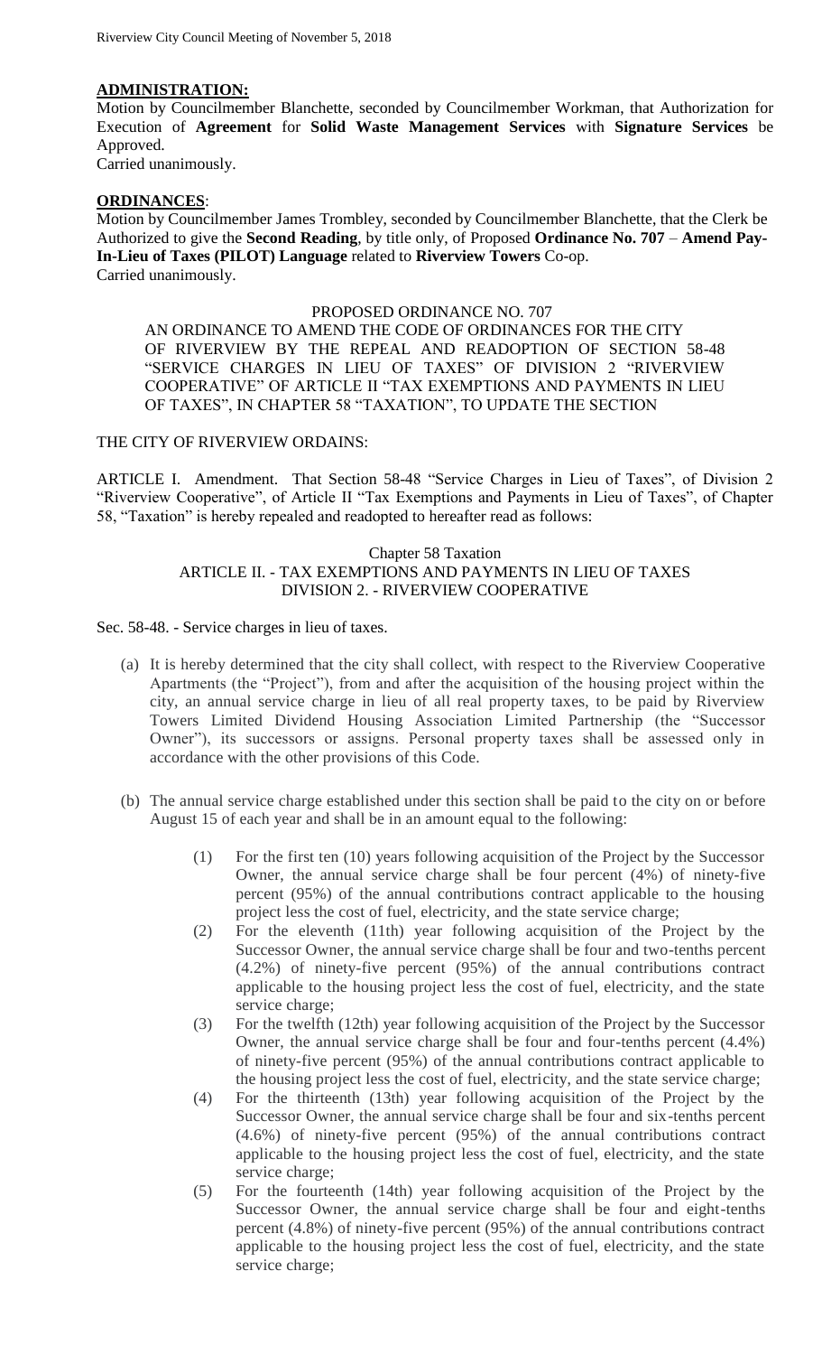## ADMINISTRATION:

Motion by Councilmember Blanchette, seconded by Councilmember Workman, that Authorization for Execution of **Agreement** for **Solid Waste Management Services** with **Signature Services** be Approved.

Carried unanimously.

## ORDINANCES:

Motion by Councilmember James Trombley, seconded by Councilmember Blanchette, that the Clerk be Authorized to give the **Second Reading**, by title only, of Proposed **Ordinance No. 707** – **Amend Pay-In-Lieu of Taxes (PILOT) Language** related to **Riverview Towers** Co-op.

Carried unanimously.

PROPOSED ORDINANCE NO. 707

AN ORDINANCE TO AMEND THE CODE OF ORDINANCES FOR THE CITY OF RIVERVIEW BY THE REPEAL AND READOPTION OF SECTION 58-48 "SERVICE CHARGES IN LIEU OF TAXES" OF DIVISION 2 "RIVERVIEW COOPERATIVE" OF ARTICLE II "TAX EXEMPTIONS AND PAYMENTS IN LIEU OF TAXES", IN CHAPTER 58 "TAXATION", TO UPDATE THE SECTION

THE CITY OF RIVERVIEW ORDAINS:

ARTICLE I. Amendment. That Section 58-48 "Service Charges in Lieu of Taxes", of Division 2 "Riverview Cooperative", of Article II "Tax Exemptions and Payments in Lieu of Taxes", of Chapter 58, "Taxation" is hereby repealed and readopted to hereafter read as follows:

Chapter 58 Taxation
ARTICLE II. - TAX EXEMPTIONS AND PAYMENTS IN LIEU OF TAXES
DIVISION 2. - RIVERVIEW COOPERATIVE

Sec. 58-48. - Service charges in lieu of taxes.

(a) It is hereby determined that the city shall collect, with respect to the Riverview Cooperative Apartments (the "Project"), from and after the acquisition of the housing project within the city, an annual service charge in lieu of all real property taxes, to be paid by Riverview Towers Limited Dividend Housing Association Limited Partnership (the "Successor Owner"), its successors or assigns. Personal property taxes shall be assessed only in accordance with the other provisions of this Code.

(b) The annual service charge established under this section shall be paid to the city on or before August 15 of each year and shall be in an amount equal to the following:

   (1) For the first ten (10) years following acquisition of the Project by the Successor Owner, the annual service charge shall be four percent (4%) of ninety-five percent (95%) of the annual contributions contract applicable to the housing project less the cost of fuel, electricity, and the state service charge;
   (2) For the eleventh (11th) year following acquisition of the Project by the Successor Owner, the annual service charge shall be four and two-tenths percent (4.2%) of ninety-five percent (95%) of the annual contributions contract applicable to the housing project less the cost of fuel, electricity, and the state service charge;
   (3) For the twelfth (12th) year following acquisition of the Project by the Successor Owner, the annual service charge shall be four and four-tenths percent (4.4%) of ninety-five percent (95%) of the annual contributions contract applicable to the housing project less the cost of fuel, electricity, and the state service charge;
   (4) For the thirteenth (13th) year following acquisition of the Project by the Successor Owner, the annual service charge shall be four and six-tenths percent (4.6%) of ninety-five percent (95%) of the annual contributions contract applicable to the housing project less the cost of fuel, electricity, and the state service charge;
   (5) For the fourteenth (14th) year following acquisition of the Project by the Successor Owner, the annual service charge shall be four and eight-tenths percent (4.8%) of ninety-five percent (95%) of the annual contributions contract applicable to the housing project less the cost of fuel, electricity, and the state service charge;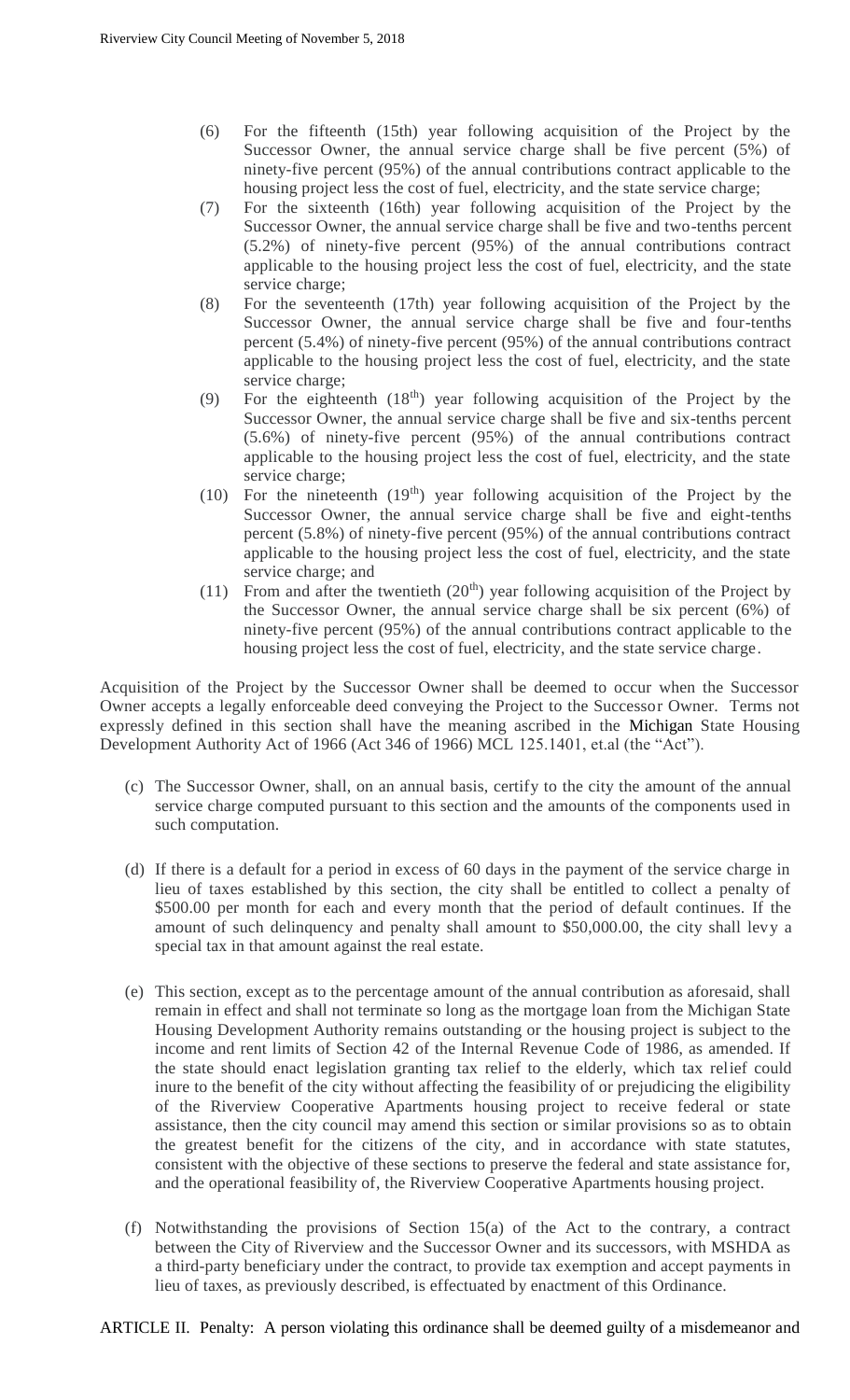(6) For the fifteenth (15th) year following acquisition of the Project by the Successor Owner, the annual service charge shall be five percent (5%) of ninety-five percent (95%) of the annual contributions contract applicable to the housing project less the cost of fuel, electricity, and the state service charge;

(7) For the sixteenth (16th) year following acquisition of the Project by the Successor Owner, the annual service charge shall be five and two-tenths percent (5.2%) of ninety-five percent (95%) of the annual contributions contract applicable to the housing project less the cost of fuel, electricity, and the state service charge;

(8) For the seventeenth (17th) year following acquisition of the Project by the Successor Owner, the annual service charge shall be five and four-tenths percent (5.4%) of ninety-five percent (95%) of the annual contributions contract applicable to the housing project less the cost of fuel, electricity, and the state service charge;

(9) For the eighteenth (18th) year following acquisition of the Project by the Successor Owner, the annual service charge shall be five and six-tenths percent (5.6%) of ninety-five percent (95%) of the annual contributions contract applicable to the housing project less the cost of fuel, electricity, and the state service charge;

(10) For the nineteenth (19th) year following acquisition of the Project by the Successor Owner, the annual service charge shall be five and eight-tenths percent (5.8%) of ninety-five percent (95%) of the annual contributions contract applicable to the housing project less the cost of fuel, electricity, and the state service charge; and

(11) From and after the twentieth (20th) year following acquisition of the Project by the Successor Owner, the annual service charge shall be six percent (6%) of ninety-five percent (95%) of the annual contributions contract applicable to the housing project less the cost of fuel, electricity, and the state service charge.

Acquisition of the Project by the Successor Owner shall be deemed to occur when the Successor Owner accepts a legally enforceable deed conveying the Project to the Successor Owner. Terms not expressly defined in this section shall have the meaning ascribed in the Michigan State Housing Development Authority Act of 1966 (Act 346 of 1966) MCL 125.1401, et.al (the "Act").

(c) The Successor Owner, shall, on an annual basis, certify to the city the amount of the annual service charge computed pursuant to this section and the amounts of the components used in such computation.

(d) If there is a default for a period in excess of 60 days in the payment of the service charge in lieu of taxes established by this section, the city shall be entitled to collect a penalty of $500.00 per month for each and every month that the period of default continues. If the amount of such delinquency and penalty shall amount to $50,000.00, the city shall levy a special tax in that amount against the real estate.

(e) This section, except as to the percentage amount of the annual contribution as aforesaid, shall remain in effect and shall not terminate so long as the mortgage loan from the Michigan State Housing Development Authority remains outstanding or the housing project is subject to the income and rent limits of Section 42 of the Internal Revenue Code of 1986, as amended. If the state should enact legislation granting tax relief to the elderly, which tax relief could inure to the benefit of the city without affecting the feasibility of or prejudicing the eligibility of the Riverview Cooperative Apartments housing project to receive federal or state assistance, then the city council may amend this section or similar provisions so as to obtain the greatest benefit for the citizens of the city, and in accordance with state statutes, consistent with the objective of these sections to preserve the federal and state assistance for, and the operational feasibility of, the Riverview Cooperative Apartments housing project.

(f) Notwithstanding the provisions of Section 15(a) of the Act to the contrary, a contract between the City of Riverview and the Successor Owner and its successors, with MSHDA as a third-party beneficiary under the contract, to provide tax exemption and accept payments in lieu of taxes, as previously described, is effectuated by enactment of this Ordinance.

ARTICLE II. Penalty: A person violating this ordinance shall be deemed guilty of a misdemeanor and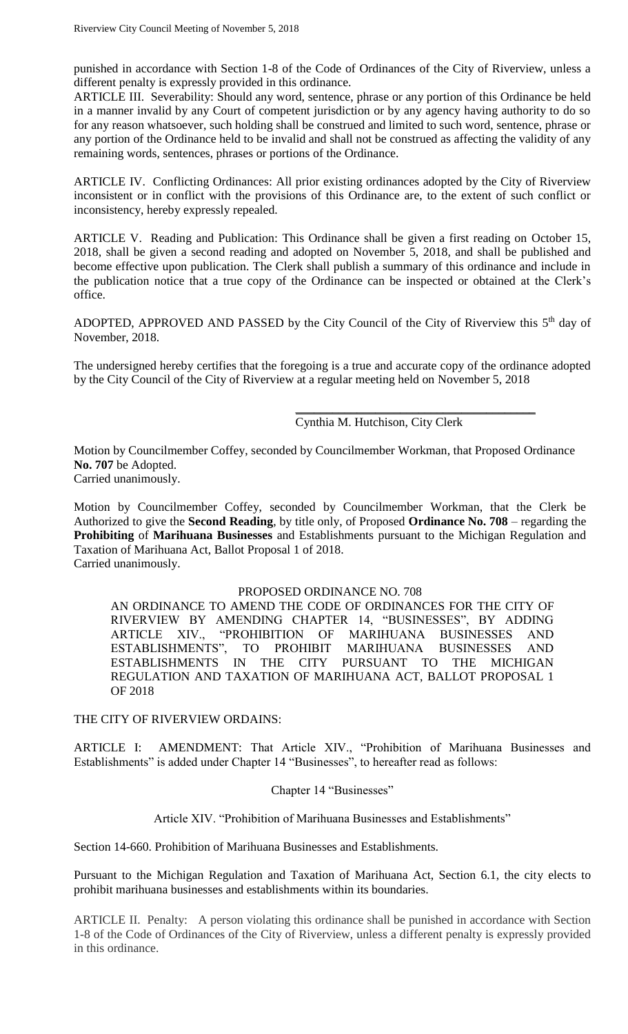punished in accordance with Section 1-8 of the Code of Ordinances of the City of Riverview, unless a different penalty is expressly provided in this ordinance.

ARTICLE III. Severability: Should any word, sentence, phrase or any portion of this Ordinance be held in a manner invalid by any Court of competent jurisdiction or by any agency having authority to do so for any reason whatsoever, such holding shall be construed and limited to such word, sentence, phrase or any portion of the Ordinance held to be invalid and shall not be construed as affecting the validity of any remaining words, sentences, phrases or portions of the Ordinance.

ARTICLE IV. Conflicting Ordinances: All prior existing ordinances adopted by the City of Riverview inconsistent or in conflict with the provisions of this Ordinance are, to the extent of such conflict or inconsistency, hereby expressly repealed.

ARTICLE V. Reading and Publication: This Ordinance shall be given a first reading on October 15, 2018, shall be given a second reading and adopted on November 5, 2018, and shall be published and become effective upon publication. The Clerk shall publish a summary of this ordinance and include in the publication notice that a true copy of the Ordinance can be inspected or obtained at the Clerk's office.

ADOPTED, APPROVED AND PASSED by the City Council of the City of Riverview this 5th day of November, 2018.

The undersigned hereby certifies that the foregoing is a true and accurate copy of the ordinance adopted by the City Council of the City of Riverview at a regular meeting held on November 5, 2018

\_\_\_\_\_\_\_\_\_\_\_\_\_\_\_\_\_\_\_\_\_\_\_\_\_\_\_\_\_\_\_\_\_\_\_\_\_\_\_\_

Cynthia M. Hutchison, City Clerk

Motion by Councilmember Coffey, seconded by Councilmember Workman, that Proposed Ordinance **No. 707** be Adopted.
Carried unanimously.

Motion by Councilmember Coffey, seconded by Councilmember Workman, that the Clerk be Authorized to give the **Second Reading**, by title only, of Proposed **Ordinance No. 708** – regarding the **Prohibiting** of **Marihuana Businesses** and Establishments pursuant to the Michigan Regulation and Taxation of Marihuana Act, Ballot Proposal 1 of 2018.
Carried unanimously.

PROPOSED ORDINANCE NO. 708

AN ORDINANCE TO AMEND THE CODE OF ORDINANCES FOR THE CITY OF RIVERVIEW BY AMENDING CHAPTER 14, "BUSINESSES", BY ADDING ARTICLE XIV., "PROHIBITION OF MARIHUANA BUSINESSES AND ESTABLISHMENTS", TO PROHIBIT MARIHUANA BUSINESSES AND ESTABLISHMENTS IN THE CITY PURSUANT TO THE MICHIGAN REGULATION AND TAXATION OF MARIHUANA ACT, BALLOT PROPOSAL 1 OF 2018

THE CITY OF RIVERVIEW ORDAINS:

ARTICLE I: AMENDMENT: That Article XIV., "Prohibition of Marihuana Businesses and Establishments" is added under Chapter 14 "Businesses", to hereafter read as follows:

Chapter 14 "Businesses"

Article XIV. "Prohibition of Marihuana Businesses and Establishments"

Section 14-660. Prohibition of Marihuana Businesses and Establishments.

Pursuant to the Michigan Regulation and Taxation of Marihuana Act, Section 6.1, the city elects to prohibit marihuana businesses and establishments within its boundaries.

ARTICLE II. Penalty: A person violating this ordinance shall be punished in accordance with Section 1-8 of the Code of Ordinances of the City of Riverview, unless a different penalty is expressly provided in this ordinance.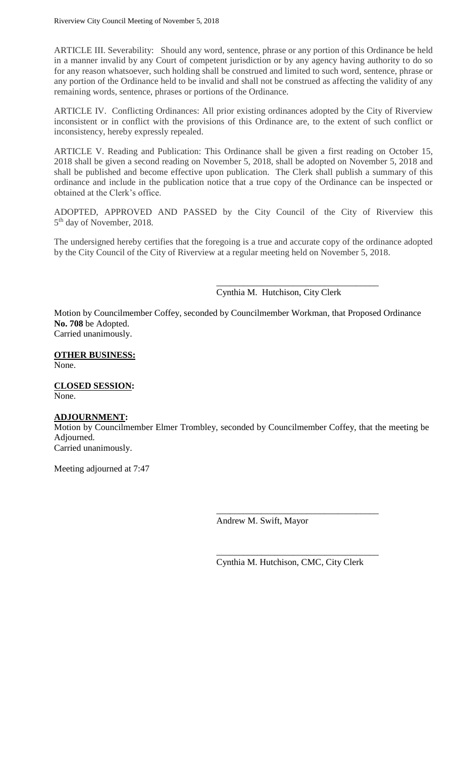ARTICLE III. Severability: Should any word, sentence, phrase or any portion of this Ordinance be held in a manner invalid by any Court of competent jurisdiction or by any agency having authority to do so for any reason whatsoever, such holding shall be construed and limited to such word, sentence, phrase or any portion of the Ordinance held to be invalid and shall not be construed as affecting the validity of any remaining words, sentence, phrases or portions of the Ordinance.

ARTICLE IV. Conflicting Ordinances: All prior existing ordinances adopted by the City of Riverview inconsistent or in conflict with the provisions of this Ordinance are, to the extent of such conflict or inconsistency, hereby expressly repealed.

ARTICLE V. Reading and Publication: This Ordinance shall be given a first reading on October 15, 2018 shall be given a second reading on November 5, 2018, shall be adopted on November 5, 2018 and shall be published and become effective upon publication. The Clerk shall publish a summary of this ordinance and include in the publication notice that a true copy of the Ordinance can be inspected or obtained at the Clerk's office.

ADOPTED, APPROVED AND PASSED by the City Council of the City of Riverview this 5th day of November, 2018.

The undersigned hereby certifies that the foregoing is a true and accurate copy of the ordinance adopted by the City Council of the City of Riverview at a regular meeting held on November 5, 2018.

\_\_\_\_\_\_\_\_\_\_\_\_\_\_\_\_\_\_\_\_\_\_\_\_\_\_\_\_\_\_\_\_\_\_\_\_

Cynthia M. Hutchison, City Clerk

Motion by Councilmember Coffey, seconded by Councilmember Workman, that Proposed Ordinance **No. 708** be Adopted.
Carried unanimously.

**OTHER BUSINESS:**
None.

**CLOSED SESSION:**
None.

**ADJOURNMENT:**
Motion by Councilmember Elmer Trombley, seconded by Councilmember Coffey, that the meeting be Adjourned.
Carried unanimously.

Meeting adjourned at 7:47

\_\_\_\_\_\_\_\_\_\_\_\_\_\_\_\_\_\_\_\_\_\_\_\_\_\_\_\_\_\_\_\_\_\_\_\_

Andrew M. Swift, Mayor

\_\_\_\_\_\_\_\_\_\_\_\_\_\_\_\_\_\_\_\_\_\_\_\_\_\_\_\_\_\_\_\_\_\_\_\_

Cynthia M. Hutchison, CMC, City Clerk